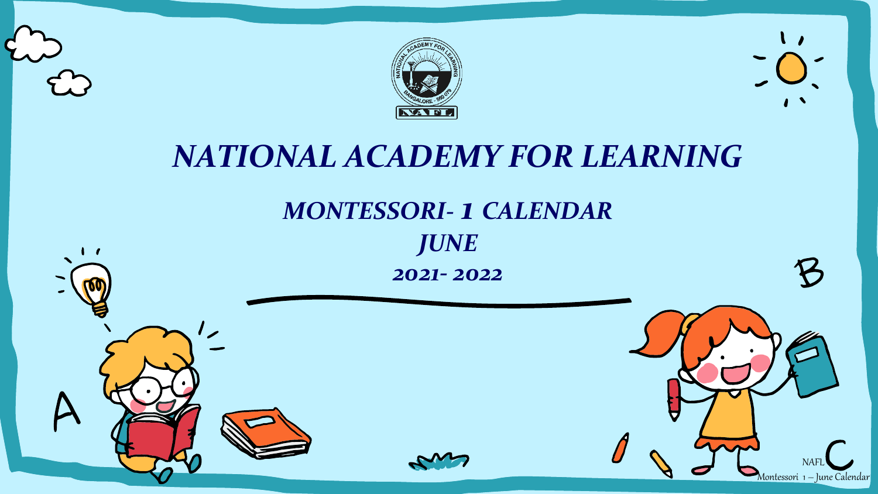# NATIONAL ACADEMY FOR LEARNING

## MONTESSORI- 1 CALENDAR

## JUNE

## 2021- 2022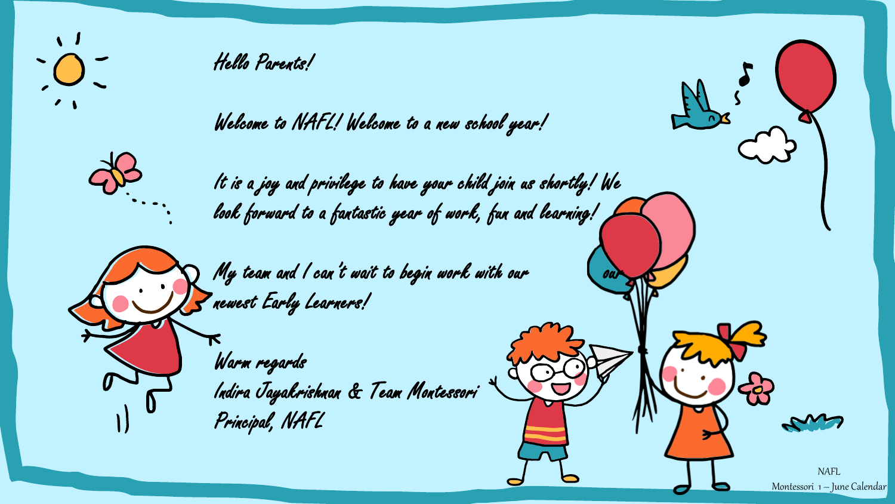Hello Parents!

Welcome to NAFL! Welcome to a new school year!

It is a joy and privilege to have your child join us shortly! We look forward to a fantastic year of work, fun and learning!

My team and I can't wait to begin work with our our newest Early Learners!

Warm regards
Indira Jayakrishnan & Team Montessori
Principal, NAFL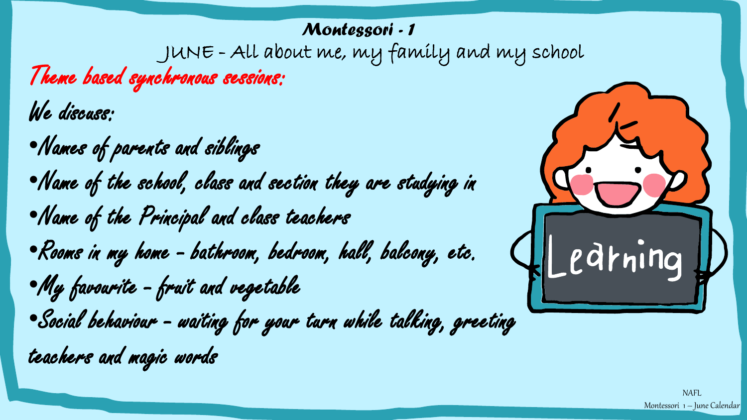# Montessori - 1

## JUNE - All about me, my family and my school

**Theme based synchronous sessions:**

We discuss:

- Names of parents and siblings
- Name of the school, class and section they are studying in
- Name of the Principal and class teachers
- Rooms in my home - bathroom, bedroom, hall, balcony, etc.
- My favourite - fruit and vegetable
- Social behaviour - waiting for your turn while talking, greeting teachers and magic words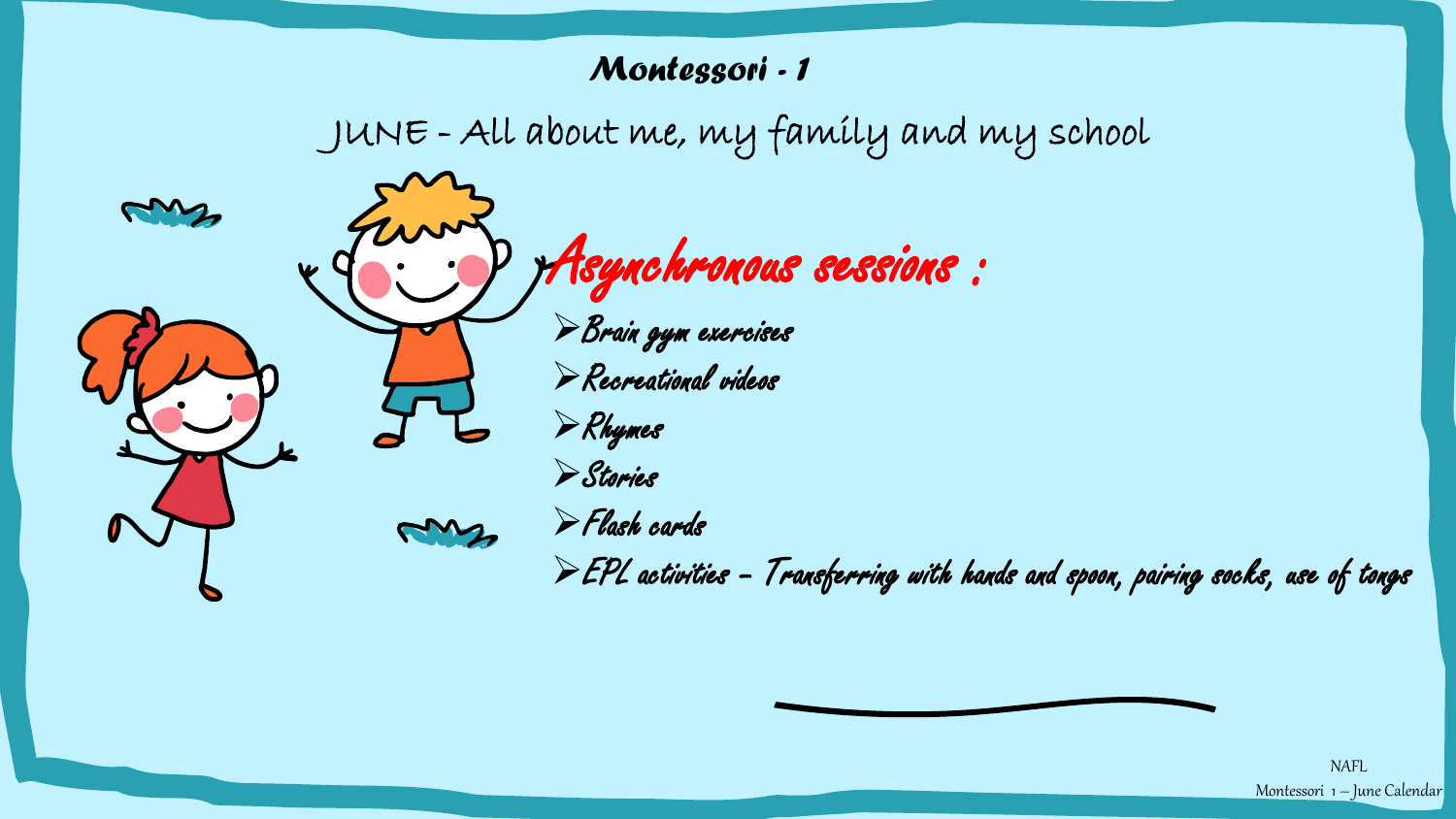# Montessori - 1

## JUNE - All about me, my family and my school

### Asynchronous sessions :

- Brain gym exercises
- Recreational videos
- Rhymes
- Stories
- Flash cards
- EPL activities – Transferring with hands and spoon, pairing socks, use of tongs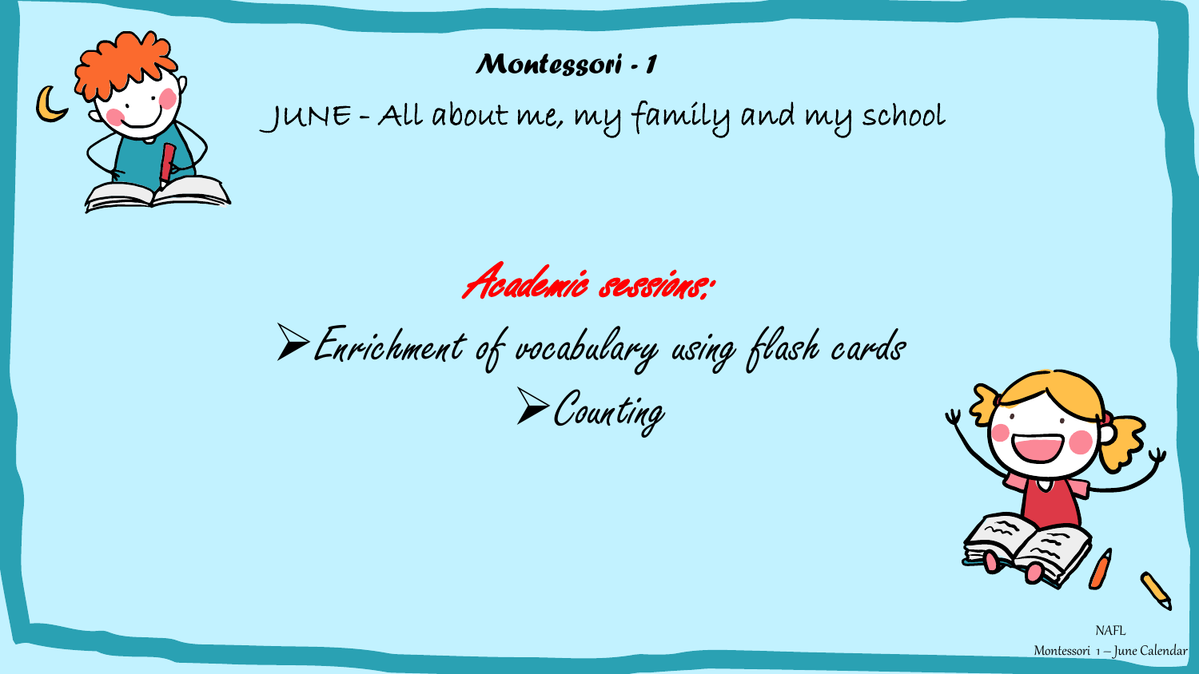# Montessori - 1

## JUNE - All about me, my family and my school

### *Academic sessions:*

- *Enrichment of vocabulary using flash cards*
- *Counting*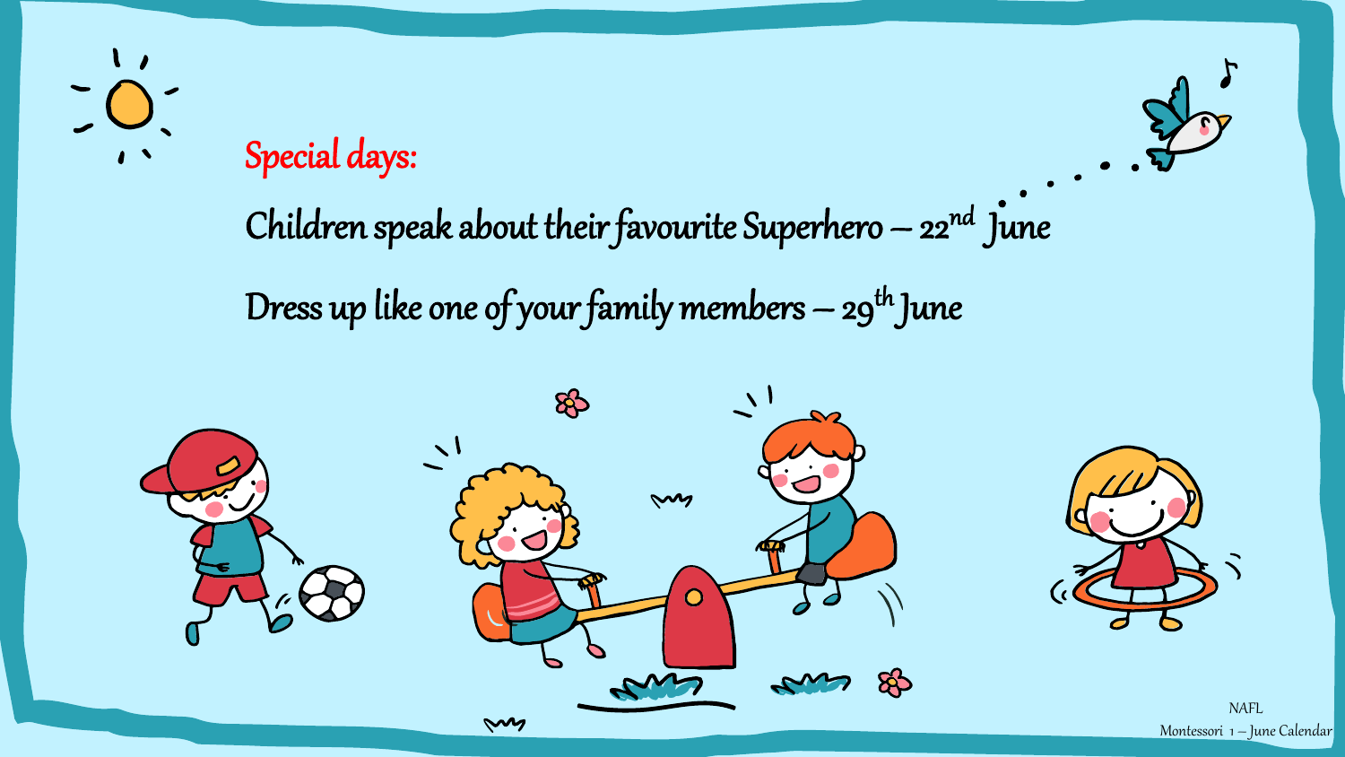## Special days:

Children speak about their favourite Superhero – 22nd June

Dress up like one of your family members – 29th June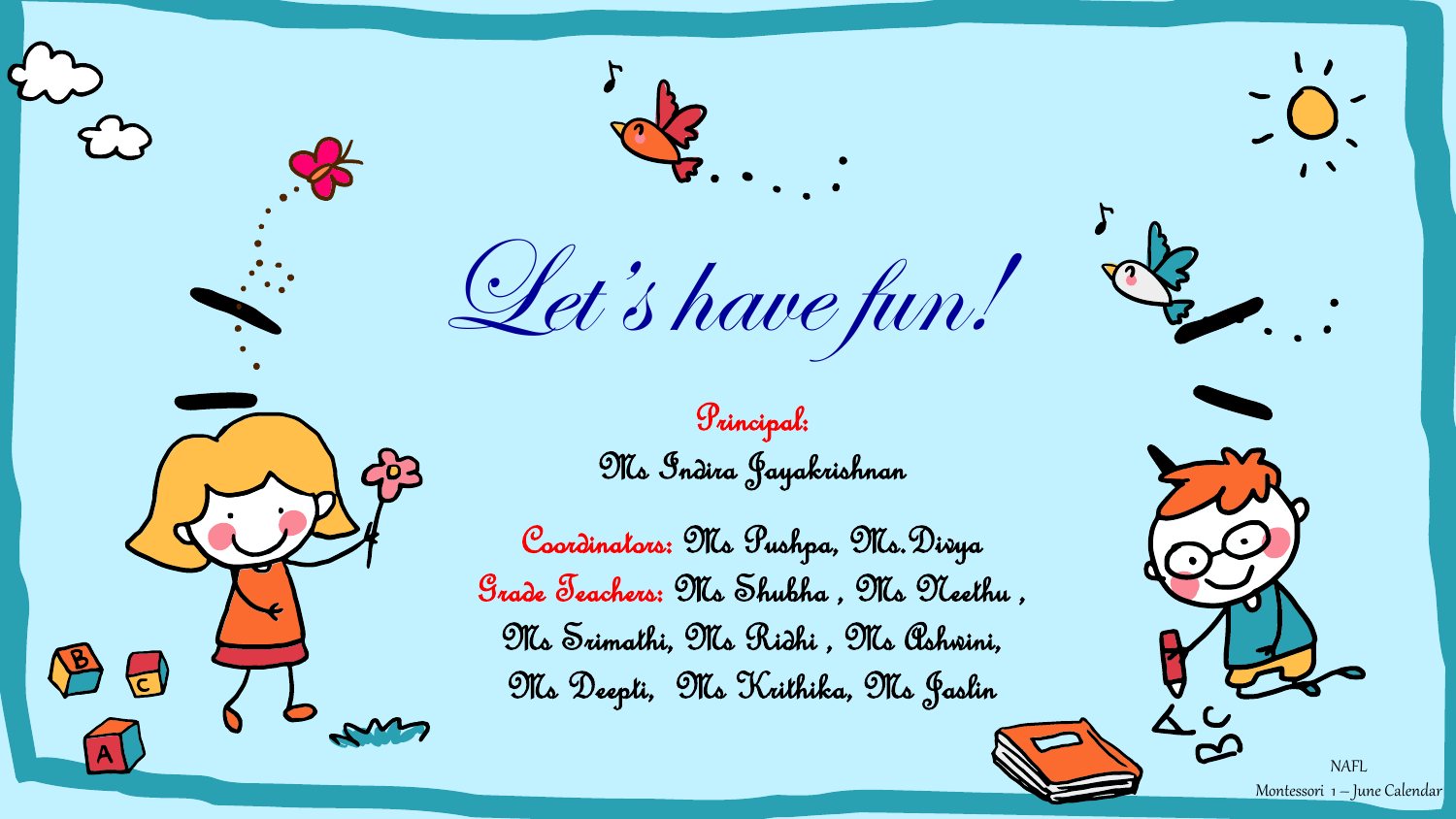# Let's have fun!

**Principal:**
Ms Indira Jayakrishnan

**Coordinators:** Ms Pushpa, Ms.Divya
**Grade Teachers:** Ms Shubha , Ms Neethu ,
Ms Srimathi, Ms Ridhi , Ms Ashwini,
Ms Deepti, Ms Krithika, Ms Jaslin

NAFL
Montessori 1 – June Calendar